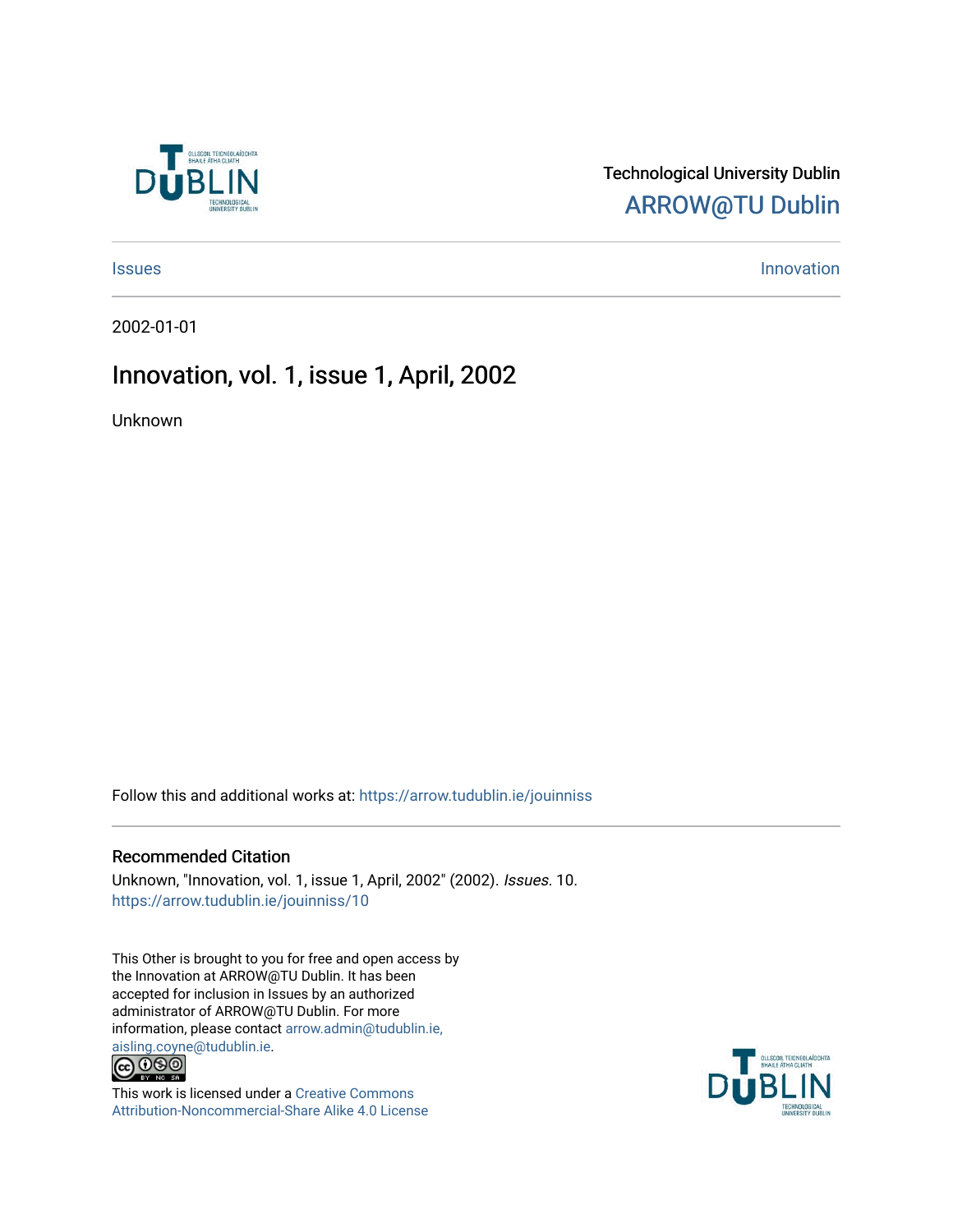Technological University Dublin

ARROW@TU Dublin

Issues | Innovation

2002-01-01

# Innovation, vol. 1, issue 1, April, 2002

Unknown

Follow this and additional works at: https://arrow.tudublin.ie/jouinniss

## Recommended Citation

Unknown, "Innovation, vol. 1, issue 1, April, 2002" (2002). *Issues*. 10.
https://arrow.tudublin.ie/jouinniss/10

This Other is brought to you for free and open access by the Innovation at ARROW@TU Dublin. It has been accepted for inclusion in Issues by an authorized administrator of ARROW@TU Dublin. For more information, please contact arrow.admin@tudublin.ie, aisling.coyne@tudublin.ie.

This work is licensed under a Creative Commons Attribution-Noncommercial-Share Alike 4.0 License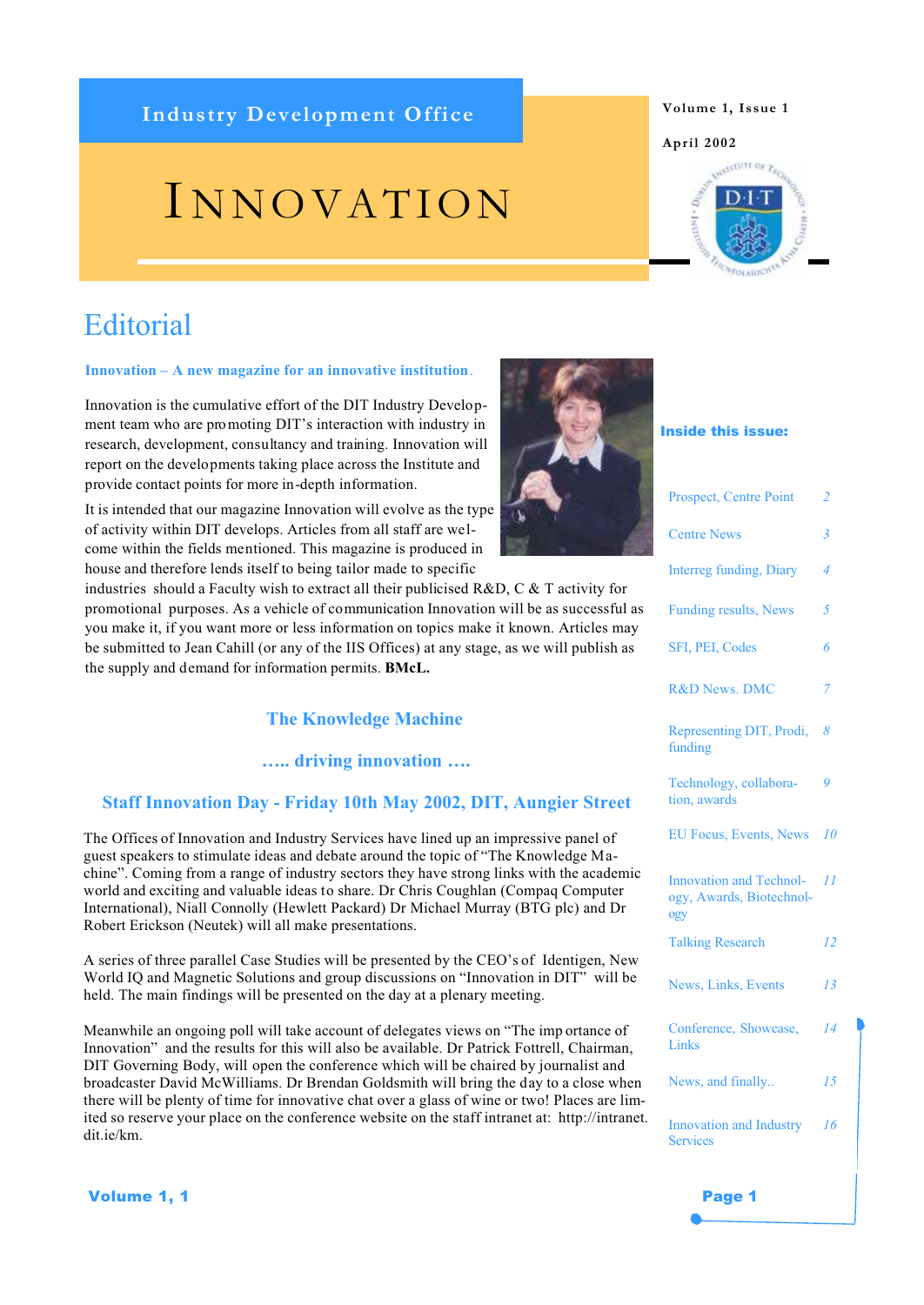Industry Development Office

# INNOVATION

Volume 1, Issue 1

April 2002

## Editorial

**Innovation – A new magazine for an innovative institution.**

Innovation is the cumulative effort of the DIT Industry Development team who are promoting DIT's interaction with industry in research, development, consultancy and training. Innovation will report on the developments taking place across the Institute and provide contact points for more in-depth information.

It is intended that our magazine Innovation will evolve as the type of activity within DIT develops. Articles from all staff are welcome within the fields mentioned. This magazine is produced in house and therefore lends itself to being tailor made to specific industries should a Faculty wish to extract all their publicised R&D, C & T activity for promotional purposes. As a vehicle of communication Innovation will be as successful as you make it, if you want more or less information on topics make it known. Articles may be submitted to Jean Cahill (or any of the IIS Offices) at any stage, as we will publish as the supply and demand for information permits. **BMcL.**

### The Knowledge Machine

### ….. driving innovation ….

### Staff Innovation Day - Friday 10th May 2002, DIT, Aungier Street

The Offices of Innovation and Industry Services have lined up an impressive panel of guest speakers to stimulate ideas and debate around the topic of "The Knowledge Machine". Coming from a range of industry sectors they have strong links with the academic world and exciting and valuable ideas to share. Dr Chris Coughlan (Compaq Computer International), Niall Connolly (Hewlett Packard) Dr Michael Murray (BTG plc) and Dr Robert Erickson (Neutek) will all make presentations.

A series of three parallel Case Studies will be presented by the CEO's of Identigen, New World IQ and Magnetic Solutions and group discussions on "Innovation in DIT" will be held. The main findings will be presented on the day at a plenary meeting.

Meanwhile an ongoing poll will take account of delegates views on "The importance of Innovation" and the results for this will also be available. Dr Patrick Fottrell, Chairman, DIT Governing Body, will open the conference which will be chaired by journalist and broadcaster David McWilliams. Dr Brendan Goldsmith will bring the day to a close when there will be plenty of time for innovative chat over a glass of wine or two! Places are limited so reserve your place on the conference website on the staff intranet at: http://intranet.dit.ie/km.

**Inside this issue:**

| | |
|---|---|
| Prospect, Centre Point | 2 |
| Centre News | 3 |
| Interreg funding, Diary | 4 |
| Funding results, News | 5 |
| SFI, PEI, Codes | 6 |
| R&D News. DMC | 7 |
| Representing DIT, Prodi, funding | 8 |
| Technology, collaboration, awards | 9 |
| EU Focus, Events, News | 10 |
| Innovation and Technology, Awards, Biotechnology | 11 |
| Talking Research | 12 |
| News, Links, Events | 13 |
| Conference, Showcase, Links | 14 |
| News, and finally.. | 15 |
| Innovation and Industry Services | 16 |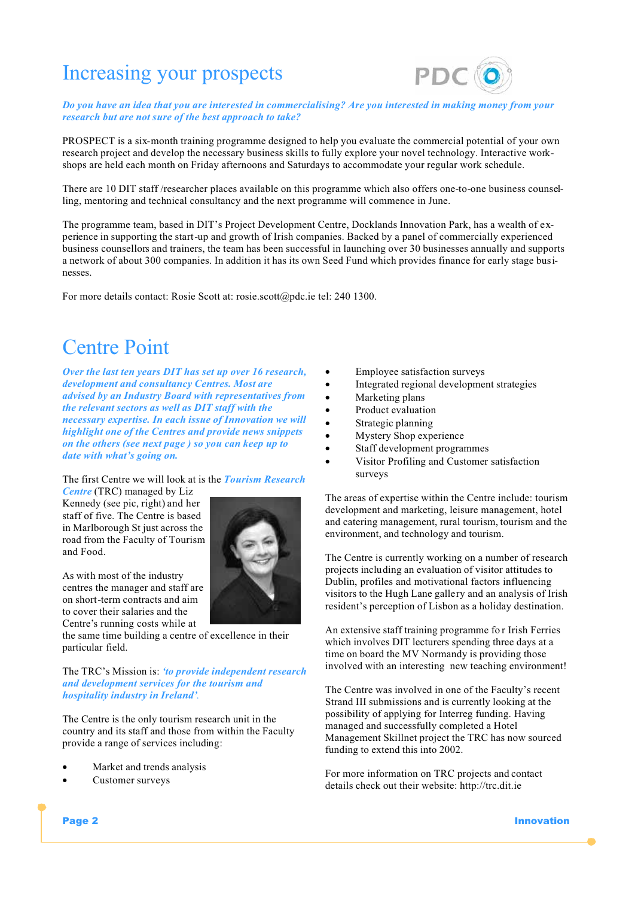# Increasing your prospects

***Do you have an idea that you are interested in commercialising? Are you interested in making money from your research but are not sure of the best approach to take?***

PROSPECT is a six-month training programme designed to help you evaluate the commercial potential of your own research project and develop the necessary business skills to fully explore your novel technology. Interactive workshops are held each month on Friday afternoons and Saturdays to accommodate your regular work schedule.

There are 10 DIT staff /researcher places available on this programme which also offers one-to-one business counselling, mentoring and technical consultancy and the next programme will commence in June.

The programme team, based in DIT's Project Development Centre, Docklands Innovation Park, has a wealth of experience in supporting the start-up and growth of Irish companies. Backed by a panel of commercially experienced business counsellors and trainers, the team has been successful in launching over 30 businesses annually and supports a network of about 300 companies. In addition it has its own Seed Fund which provides finance for early stage businesses.

For more details contact: Rosie Scott at: rosie.scott@pdc.ie tel: 240 1300.

# Centre Point

***Over the last ten years DIT has set up over 16 research, development and consultancy Centres. Most are advised by an Industry Board with representatives from the relevant sectors as well as DIT staff with the necessary expertise. In each issue of Innovation we will highlight one of the Centres and provide news snippets on the others (see next page ) so you can keep up to date with what's going on.***

The first Centre we will look at is the ***Tourism Research Centre*** (TRC) managed by Liz Kennedy (see pic, right) and her staff of five. The Centre is based in Marlborough St just across the road from the Faculty of Tourism and Food.

As with most of the industry centres the manager and staff are on short-term contracts and aim to cover their salaries and the Centre's running costs while at the same time building a centre of excellence in their particular field.

The TRC's Mission is: ***'to provide independent research and development services for the tourism and hospitality industry in Ireland'.***

The Centre is the only tourism research unit in the country and its staff and those from within the Faculty provide a range of services including:

- Market and trends analysis
- Customer surveys
- Employee satisfaction surveys
- Integrated regional development strategies
- Marketing plans
- Product evaluation
- Strategic planning
- Mystery Shop experience
- Staff development programmes
- Visitor Profiling and Customer satisfaction surveys

The areas of expertise within the Centre include: tourism development and marketing, leisure management, hotel and catering management, rural tourism, tourism and the environment, and technology and tourism.

The Centre is currently working on a number of research projects including an evaluation of visitor attitudes to Dublin, profiles and motivational factors influencing visitors to the Hugh Lane gallery and an analysis of Irish resident's perception of Lisbon as a holiday destination.

An extensive staff training programme for Irish Ferries which involves DIT lecturers spending three days at a time on board the MV Normandy is providing those involved with an interesting new teaching environment!

The Centre was involved in one of the Faculty's recent Strand III submissions and is currently looking at the possibility of applying for Interreg funding. Having managed and successfully completed a Hotel Management Skillnet project the TRC has now sourced funding to extend this into 2002.

For more information on TRC projects and contact details check out their website: http://trc.dit.ie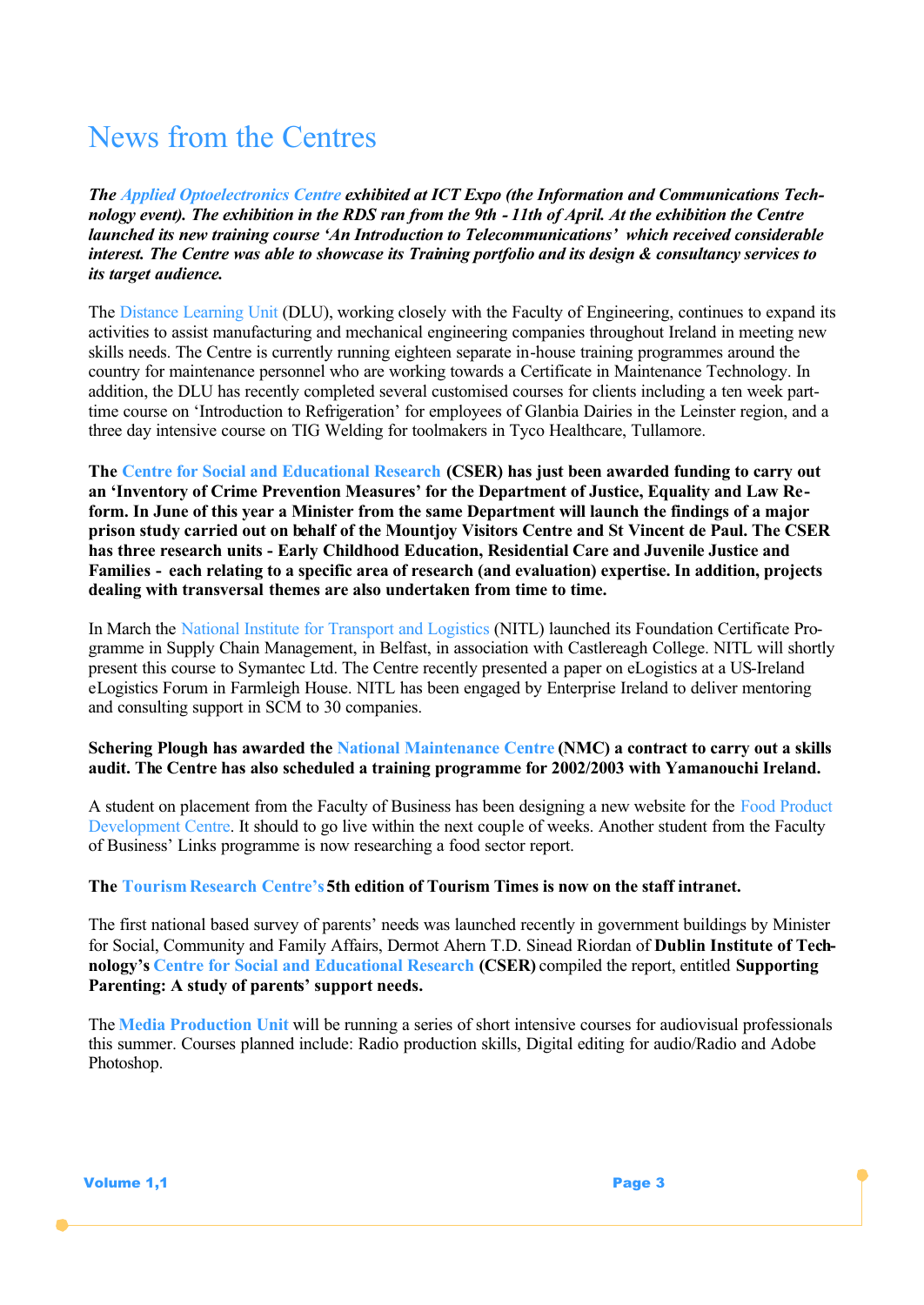# News from the Centres

***The Applied Optoelectronics Centre exhibited at ICT Expo (the Information and Communications Technology event). The exhibition in the RDS ran from the 9th - 11th of April. At the exhibition the Centre launched its new training course 'An Introduction to Telecommunications' which received considerable interest. The Centre was able to showcase its Training portfolio and its design & consultancy services to its target audience.***

The Distance Learning Unit (DLU), working closely with the Faculty of Engineering, continues to expand its activities to assist manufacturing and mechanical engineering companies throughout Ireland in meeting new skills needs. The Centre is currently running eighteen separate in-house training programmes around the country for maintenance personnel who are working towards a Certificate in Maintenance Technology. In addition, the DLU has recently completed several customised courses for clients including a ten week part-time course on 'Introduction to Refrigeration' for employees of Glanbia Dairies in the Leinster region, and a three day intensive course on TIG Welding for toolmakers in Tyco Healthcare, Tullamore.

**The Centre for Social and Educational Research (CSER) has just been awarded funding to carry out an 'Inventory of Crime Prevention Measures' for the Department of Justice, Equality and Law Reform. In June of this year a Minister from the same Department will launch the findings of a major prison study carried out on behalf of the Mountjoy Visitors Centre and St Vincent de Paul. The CSER has three research units - Early Childhood Education, Residential Care and Juvenile Justice and Families - each relating to a specific area of research (and evaluation) expertise. In addition, projects dealing with transversal themes are also undertaken from time to time.**

In March the National Institute for Transport and Logistics (NITL) launched its Foundation Certificate Programme in Supply Chain Management, in Belfast, in association with Castlereagh College. NITL will shortly present this course to Symantec Ltd. The Centre recently presented a paper on eLogistics at a US-Ireland eLogistics Forum in Farmleigh House. NITL has been engaged by Enterprise Ireland to deliver mentoring and consulting support in SCM to 30 companies.

**Schering Plough has awarded the National Maintenance Centre (NMC) a contract to carry out a skills audit. The Centre has also scheduled a training programme for 2002/2003 with Yamanouchi Ireland.**

A student on placement from the Faculty of Business has been designing a new website for the Food Product Development Centre. It should to go live within the next couple of weeks. Another student from the Faculty of Business' Links programme is now researching a food sector report.

**The Tourism Research Centre's 5th edition of Tourism Times is now on the staff intranet.**

The first national based survey of parents' needs was launched recently in government buildings by Minister for Social, Community and Family Affairs, Dermot Ahern T.D. Sinead Riordan of **Dublin Institute of Technology's Centre for Social and Educational Research (CSER)** compiled the report, entitled **Supporting Parenting: A study of parents' support needs.**

The **Media Production Unit** will be running a series of short intensive courses for audiovisual professionals this summer. Courses planned include: Radio production skills, Digital editing for audio/Radio and Adobe Photoshop.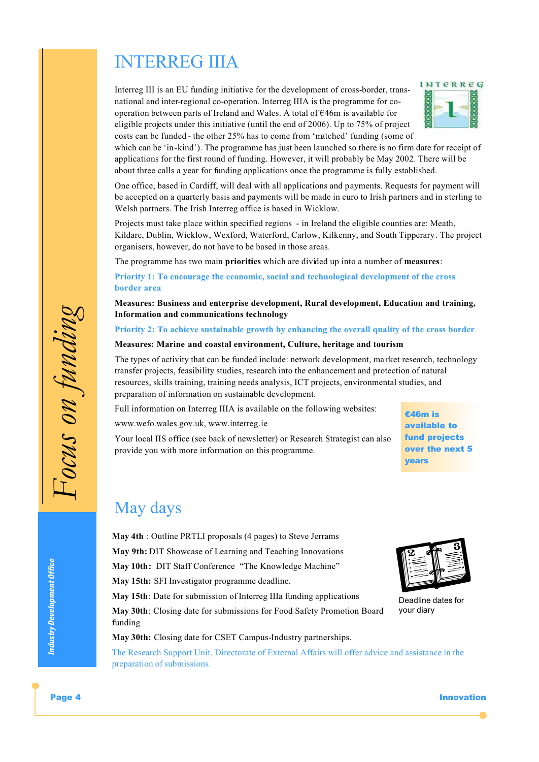# INTERREG IIIA

Interreg III is an EU funding initiative for the development of cross-border, trans-national and inter-regional co-operation. Interreg IIIA is the programme for co-operation between parts of Ireland and Wales. A total of €46m is available for eligible projects under this initiative (until the end of 2006). Up to 75% of project costs can be funded - the other 25% has to come from 'matched' funding (some of which can be 'in-kind'). The programme has just been launched so there is no firm date for receipt of applications for the first round of funding. However, it will probably be May 2002. There will be about three calls a year for funding applications once the programme is fully established.

One office, based in Cardiff, will deal with all applications and payments. Requests for payment will be accepted on a quarterly basis and payments will be made in euro to Irish partners and in sterling to Welsh partners. The Irish Interreg office is based in Wicklow.

Projects must take place within specified regions - in Ireland the eligible counties are: Meath, Kildare, Dublin, Wicklow, Wexford, Waterford, Carlow, Kilkenny, and South Tipperary. The project organisers, however, do not have to be based in those areas.

The programme has two main **priorities** which are divided up into a number of **measures**:

**Priority 1: To encourage the economic, social and technological development of the cross border area**

**Measures: Business and enterprise development, Rural development, Education and training, Information and communications technology**

**Priority 2: To achieve sustainable growth by enhancing the overall quality of the cross border**

**Measures: Marine and coastal environment, Culture, heritage and tourism**

The types of activity that can be funded include: network development, market research, technology transfer projects, feasibility studies, research into the enhancement and protection of natural resources, skills training, training needs analysis, ICT projects, environmental studies, and preparation of information on sustainable development.

Full information on Interreg IIIA is available on the following websites:

www.wefo.wales.gov.uk, www.interreg.ie

Your local IIS office (see back of newsletter) or Research Strategist can also provide you with more information on this programme.

**€46m is available to fund projects over the next 5 years**

# May days

**May 4th** : Outline PRTLI proposals (4 pages) to Steve Jerrams

**May 9th:** DIT Showcase of Learning and Teaching Innovations

**May 10th:** DIT Staff Conference "The Knowledge Machine"

**May 15th:** SFI Investigator programme deadline.

**May 15th**: Date for submission of Interreg IIIa funding applications

**May 30th**: Closing date for submissions for Food Safety Promotion Board funding

**May 30th:** Closing date for CSET Campus-Industry partnerships.

The Research Support Unit, Directorate of External Affairs will offer advice and assistance in the preparation of submissions.

Deadline dates for your diary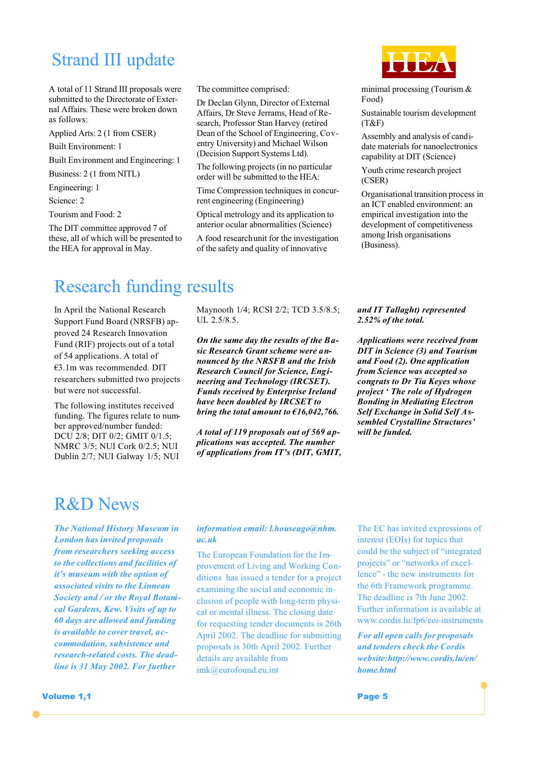## Strand III update

A total of 11 Strand III proposals were submitted to the Directorate of External Affairs. These were broken down as follows:

Applied Arts: 2 (1 from CSER)

Built Environment: 1

Built Environment and Engineering: 1

Business: 2 (1 from NITL)

Engineering: 1

Science: 2

Tourism and Food: 2

The DIT committee approved 7 of these, all of which will be presented to the HEA for approval in May.

The committee comprised:

Dr Declan Glynn, Director of External Affairs, Dr Steve Jerrams, Head of Research, Professor Stan Harvey (retired Dean of the School of Engineering, Coventry University) and Michael Wilson (Decision Support Systems Ltd).

The following projects (in no particular order will be submitted to the HEA:

Time Compression techniques in concurrent engineering (Engineering)

Optical metrology and its application to anterior ocular abnormalities (Science)

A food research unit for the investigation of the safety and quality of innovative minimal processing (Tourism & Food)

Sustainable tourism development (T&F)

Assembly and analysis of candidate materials for nanoelectronics capability at DIT (Science)

Youth crime research project (CSER)

Organisational transition process in an ICT enabled environment: an empirical investigation into the development of competitiveness among Irish organisations (Business).

## Research funding results

In April the National Research Support Fund Board (NRSFB) approved 24 Research Innovation Fund (RIF) projects out of a total of 54 applications. A total of €3.1m was recommended. DIT researchers submitted two projects but were not successful.

The following institutes received funding. The figures relate to number approved/number funded: DCU 2/8; DIT 0/2; GMIT 0/1.5; NMRC 3/5; NUI Cork 0/2.5; NUI Dublin 2/7; NUI Galway 1/5; NUI Maynooth 1/4; RCSI 2/2; TCD 3.5/8.5; UL 2.5/8.5.

***On the same day the results of the Basic Research Grant scheme were announced by the NRSFB and the Irish Research Council for Science, Engineering and Technology (IRCSET). Funds received by Enterprise Ireland have been doubled by IRCSET to bring the total amount to €16,042,766.***

***A total of 119 proposals out of 569 applications was accepted. The number of applications from IT's (DIT, GMIT, and IT Tallaght) represented 2.52% of the total.***

***Applications were received from DIT in Science (3) and Tourism and Food (2). One application from Science was accepted so congrats to Dr Tia Keyes whose project ' The role of Hydrogen Bonding in Mediating Electron Self Self Exchange in Solid Self Assembled Crystalline Structures' will be funded.***

## R&D News

***The National History Museum in London has invited proposals from researchers seeking access to the collections and facilities of it's museum with the option of associated visits to the Linnean Society and / or the Royal Botanical Gardens, Kew. Visits of up to 60 days are allowed and funding is available to cover travel, accommodation, subsistence and research-related costs. The deadline is 31 May 2002. For further information email: l.houseago@nhm.ac.uk***

The European Foundation for the Improvement of Living and Working Conditions has issued a tender for a project examining the social and economic inclusion of people with long-term physical or mental illness. The closing date for requesting tender documents is 26th April 2002. The deadline for submitting proposals is 30th April 2002. Further details are available from imk@eurofound.eu.int

The EC has invited expressions of interest (EOIs) for topics that could be the subject of "integrated projects" or "networks of excellence" - the new instruments for the 6th Framework programme. The deadline is 7th June 2002. Further information is available at www.cordis.lu/fp6/eoi-instruments

***For all open calls for proposals and tenders check the Cordis website:http://www.cordis.lu/en/home.html***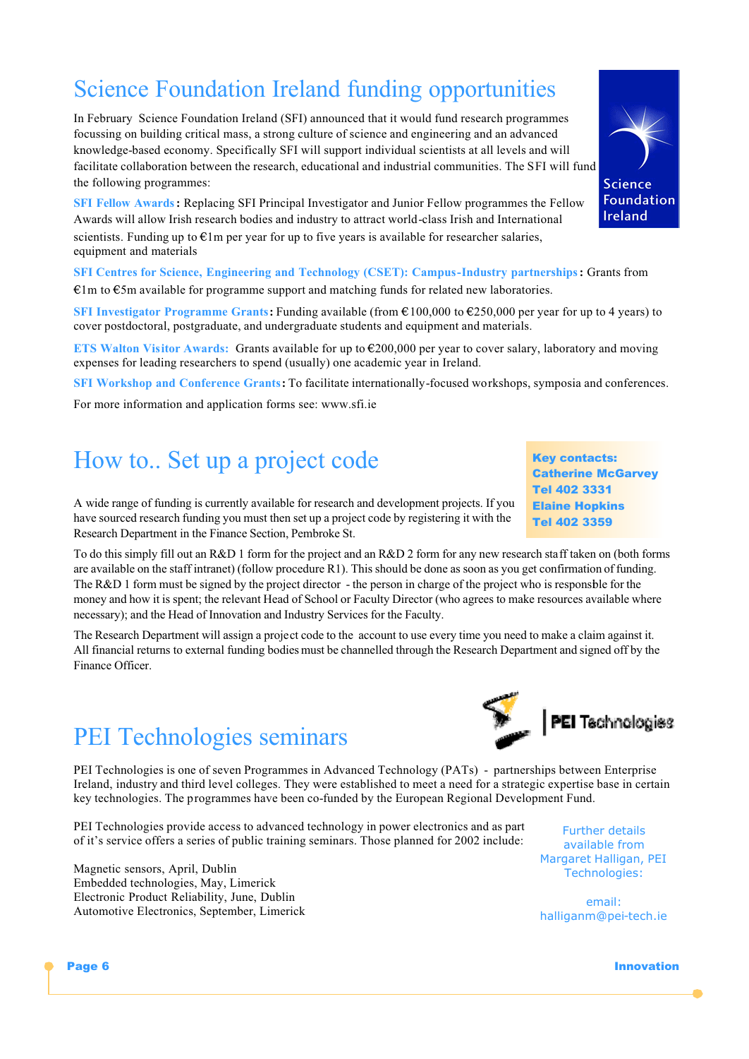# Science Foundation Ireland funding opportunities

In February Science Foundation Ireland (SFI) announced that it would fund research programmes focussing on building critical mass, a strong culture of science and engineering and an advanced knowledge-based economy. Specifically SFI will support individual scientists at all levels and will facilitate collaboration between the research, educational and industrial communities. The SFI will fund the following programmes:

**SFI Fellow Awards:** Replacing SFI Principal Investigator and Junior Fellow programmes the Fellow Awards will allow Irish research bodies and industry to attract world-class Irish and International scientists. Funding up to €1m per year for up to five years is available for researcher salaries, equipment and materials

**SFI Centres for Science, Engineering and Technology (CSET): Campus-Industry partnerships:** Grants from €1m to €5m available for programme support and matching funds for related new laboratories.

**SFI Investigator Programme Grants:** Funding available (from €100,000 to €250,000 per year for up to 4 years) to cover postdoctoral, postgraduate, and undergraduate students and equipment and materials.

**ETS Walton Visitor Awards:** Grants available for up to €200,000 per year to cover salary, laboratory and moving expenses for leading researchers to spend (usually) one academic year in Ireland.

**SFI Workshop and Conference Grants:** To facilitate internationally-focused workshops, symposia and conferences.

For more information and application forms see: www.sfi.ie

# How to.. Set up a project code

**Key contacts:**
**Catherine McGarvey**
**Tel 402 3331**
**Elaine Hopkins**
**Tel 402 3359**

A wide range of funding is currently available for research and development projects. If you have sourced research funding you must then set up a project code by registering it with the Research Department in the Finance Section, Pembroke St.

To do this simply fill out an R&D 1 form for the project and an R&D 2 form for any new research staff taken on (both forms are available on the staff intranet) (follow procedure R1). This should be done as soon as you get confirmation of funding. The R&D 1 form must be signed by the project director - the person in charge of the project who is responsible for the money and how it is spent; the relevant Head of School or Faculty Director (who agrees to make resources available where necessary); and the Head of Innovation and Industry Services for the Faculty.

The Research Department will assign a project code to the account to use every time you need to make a claim against it. All financial returns to external funding bodies must be channelled through the Research Department and signed off by the Finance Officer.

# PEI Technologies seminars

PEI Technologies is one of seven Programmes in Advanced Technology (PATs) - partnerships between Enterprise Ireland, industry and third level colleges. They were established to meet a need for a strategic expertise base in certain key technologies. The programmes have been co-funded by the European Regional Development Fund.

PEI Technologies provide access to advanced technology in power electronics and as part of it's service offers a series of public training seminars. Those planned for 2002 include:

Magnetic sensors, April, Dublin
Embedded technologies, May, Limerick
Electronic Product Reliability, June, Dublin
Automotive Electronics, September, Limerick

Further details available from Margaret Halligan, PEI Technologies:

email: halliganm@pei-tech.ie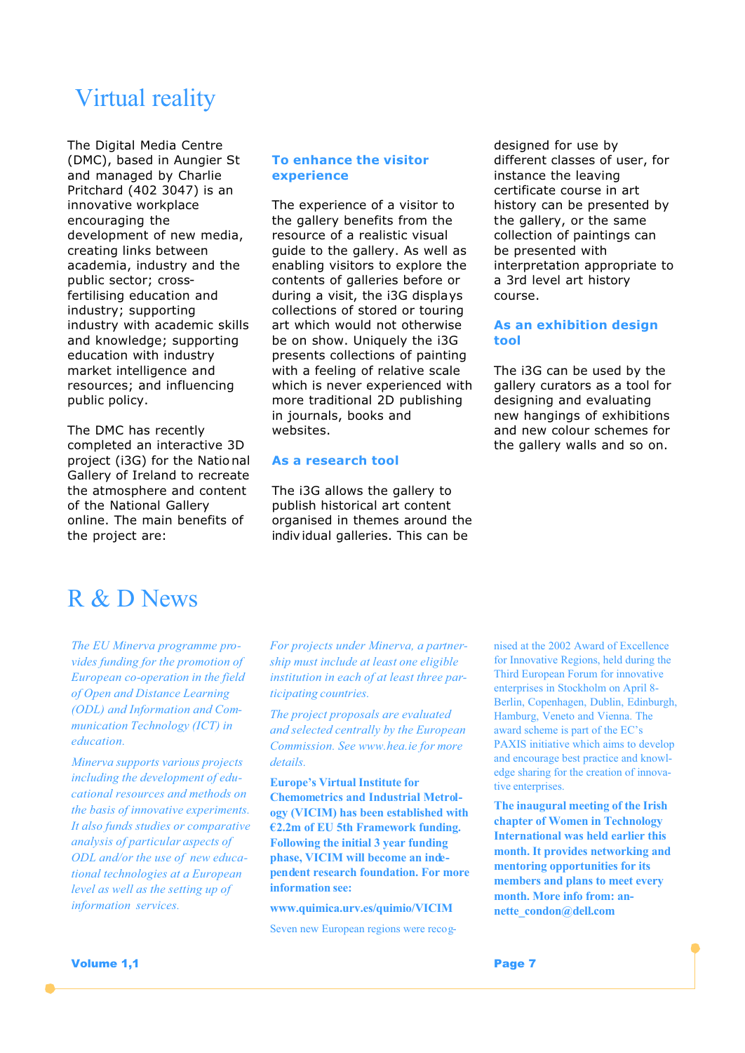# Virtual reality

The Digital Media Centre (DMC), based in Aungier St and managed by Charlie Pritchard (402 3047) is an innovative workplace encouraging the development of new media, creating links between academia, industry and the public sector; cross-fertilising education and industry; supporting industry with academic skills and knowledge; supporting education with industry market intelligence and resources; and influencing public policy.

The DMC has recently completed an interactive 3D project (i3G) for the National Gallery of Ireland to recreate the atmosphere and content of the National Gallery online. The main benefits of the project are:

### To enhance the visitor experience

The experience of a visitor to the gallery benefits from the resource of a realistic visual guide to the gallery. As well as enabling visitors to explore the contents of galleries before or during a visit, the i3G displays collections of stored or touring art which would not otherwise be on show. Uniquely the i3G presents collections of painting with a feeling of relative scale which is never experienced with more traditional 2D publishing in journals, books and websites.

### As a research tool

The i3G allows the gallery to publish historical art content organised in themes around the individual galleries. This can be designed for use by different classes of user, for instance the leaving certificate course in art history can be presented by the gallery, or the same collection of paintings can be presented with interpretation appropriate to a 3rd level art history course.

### As an exhibition design tool

The i3G can be used by the gallery curators as a tool for designing and evaluating new hangings of exhibitions and new colour schemes for the gallery walls and so on.

# R & D News

*The EU Minerva programme provides funding for the promotion of European co-operation in the field of Open and Distance Learning (ODL) and Information and Communication Technology (ICT) in education.*

*Minerva supports various projects including the development of educational resources and methods on the basis of innovative experiments. It also funds studies or comparative analysis of particular aspects of ODL and/or the use of new educational technologies at a European level as well as the setting up of information services.*

*For projects under Minerva, a partnership must include at least one eligible institution in each of at least three participating countries.*

*The project proposals are evaluated and selected centrally by the European Commission. See www.hea.ie for more details.*

**Europe's Virtual Institute for Chemometrics and Industrial Metrology (VICIM) has been established with €2.2m of EU 5th Framework funding. Following the initial 3 year funding phase, VICIM will become an independent research foundation. For more information see:**

**www.quimica.urv.es/quimio/VICIM**

Seven new European regions were recognised at the 2002 Award of Excellence for Innovative Regions, held during the Third European Forum for innovative enterprises in Stockholm on April 8- Berlin, Copenhagen, Dublin, Edinburgh, Hamburg, Veneto and Vienna. The award scheme is part of the EC's PAXIS initiative which aims to develop and encourage best practice and knowledge sharing for the creation of innovative enterprises.

**The inaugural meeting of the Irish chapter of Women in Technology International was held earlier this month. It provides networking and mentoring opportunities for its members and plans to meet every month. More info from: annette_condon@dell.com**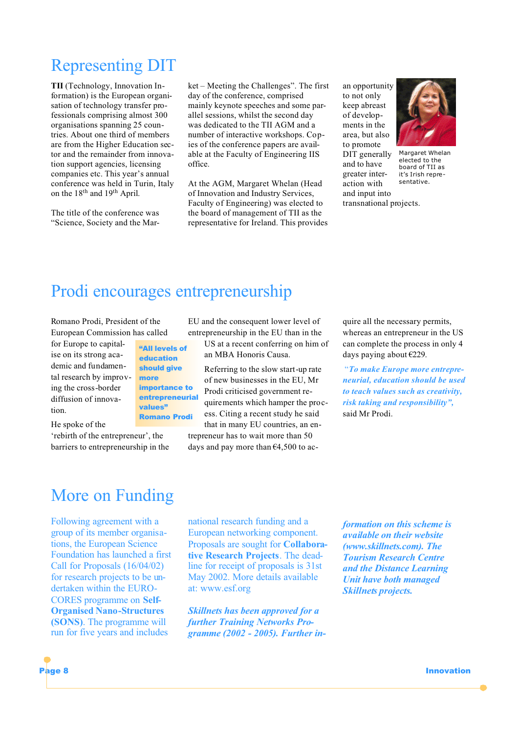## Representing DIT

**TII** (Technology, Innovation Information) is the European organisation of technology transfer professionals comprising almost 300 organisations spanning 25 countries. About one third of members are from the Higher Education sector and the remainder from innovation support agencies, licensing companies etc. This year's annual conference was held in Turin, Italy on the 18th and 19th April.

The title of the conference was "Science, Society and the Market – Meeting the Challenges". The first day of the conference, comprised mainly keynote speeches and some parallel sessions, whilst the second day was dedicated to the TII AGM and a number of interactive workshops. Copies of the conference papers are available at the Faculty of Engineering IIS office.

At the AGM, Margaret Whelan (Head of Innovation and Industry Services, Faculty of Engineering) was elected to the board of management of TII as the representative for Ireland. This provides an opportunity to not only keep abreast of developments in the area, but also to promote DIT generally and to have greater interaction with and input into transnational projects.

Margaret Whelan elected to the board of TII as it's Irish representative.

## Prodi encourages entrepreneurship

Romano Prodi, President of the European Commission has called for Europe to capitalise on its strong academic and fundamental research by improving the cross-border diffusion of innovation.

> **"All levels of education should give more importance to entrepreneurial values"**
> **Romano Prodi**

He spoke of the 'rebirth of the entrepreneur', the barriers to entrepreneurship in the EU and the consequent lower level of entrepreneurship in the EU than in the US at a recent conferring on him of an MBA Honoris Causa.

Referring to the slow start-up rate of new businesses in the EU, Mr Prodi criticised government requirements which hamper the process. Citing a recent study he said that in many EU countries, an entrepreneur has to wait more than 50 days and pay more than €4,500 to acquire all the necessary permits, whereas an entrepreneur in the US can complete the process in only 4 days paying about €229.

*"To make Europe more entrepreneurial, education should be used to teach values such as creativity, risk taking and responsibility"*, said Mr Prodi.

## More on Funding

Following agreement with a group of its member organisations, the European Science Foundation has launched a first Call for Proposals (16/04/02) for research projects to be undertaken within the EUROCORES programme on **Self-Organised Nano-Structures (SONS)**. The programme will run for five years and includes national research funding and a European networking component. Proposals are sought for **Collaborative Research Projects**. The deadline for receipt of proposals is 31st May 2002. More details available at: www.esf.org

***Skillnets has been approved for a further Training Networks Programme (2002 - 2005). Further information on this scheme is available on their website (www.skillnets.com). The Tourism Research Centre and the Distance Learning Unit have both managed Skillnets projects.***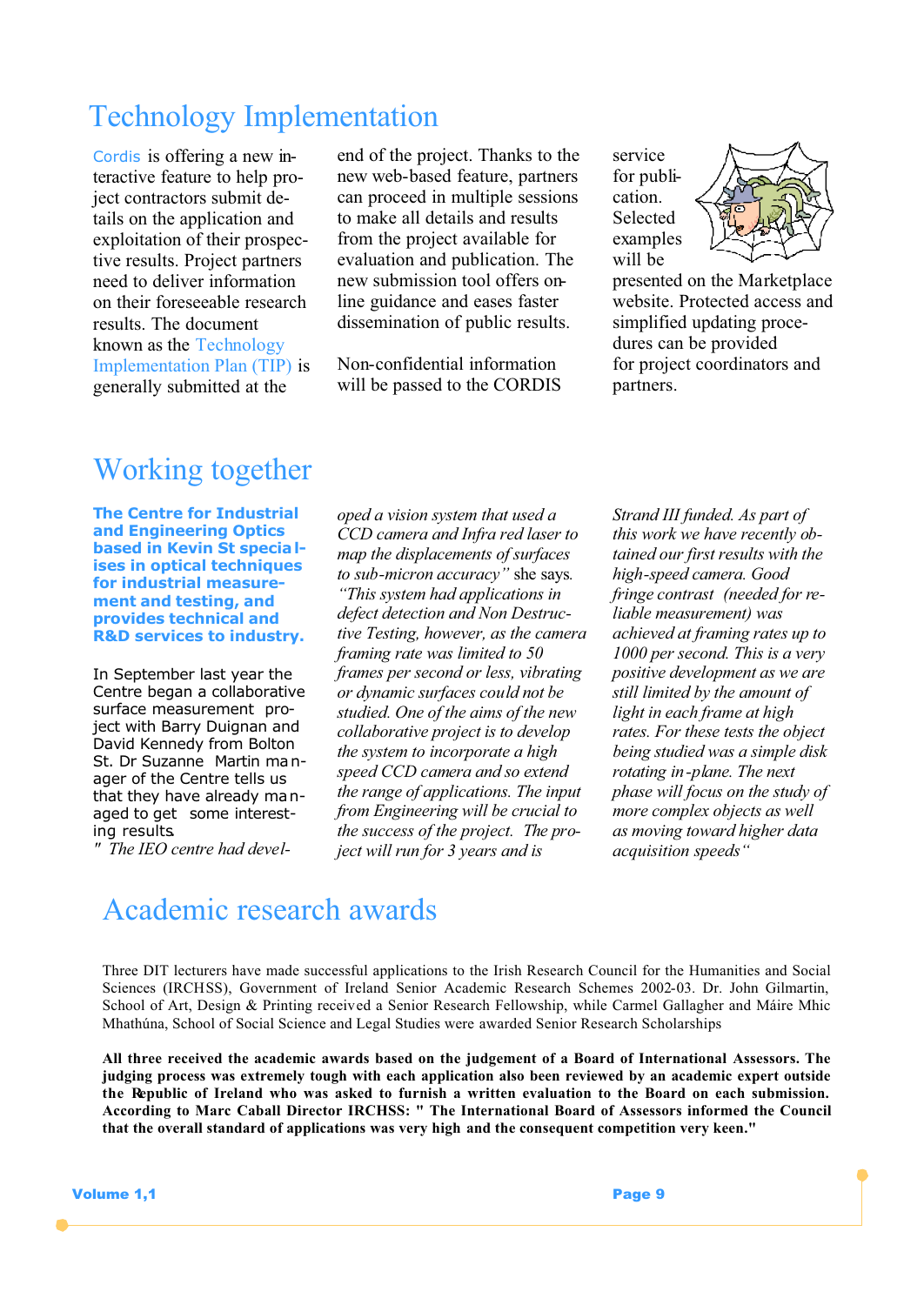# Technology Implementation

Cordis is offering a new interactive feature to help project contractors submit details on the application and exploitation of their prospective results. Project partners need to deliver information on their foreseeable research results. The document known as the Technology Implementation Plan (TIP) is generally submitted at the end of the project. Thanks to the new web-based feature, partners can proceed in multiple sessions to make all details and results from the project available for evaluation and publication. The new submission tool offers online guidance and eases faster dissemination of public results.

Non-confidential information will be passed to the CORDIS service for publication. Selected examples will be presented on the Marketplace website. Protected access and simplified updating procedures can be provided for project coordinators and partners.

# Working together

**The Centre for Industrial and Engineering Optics based in Kevin St specialises in optical techniques for industrial measurement and testing, and provides technical and R&D services to industry.**

In September last year the Centre began a collaborative surface measurement project with Barry Duignan and David Kennedy from Bolton St. Dr Suzanne Martin manager of the Centre tells us that they have already managed to get some interesting results.

*" The IEO centre had developed a vision system that used a CCD camera and Infra red laser to map the displacements of surfaces to sub-micron accuracy"* she says. *"This system had applications in defect detection and Non Destructive Testing, however, as the camera framing rate was limited to 50 frames per second or less, vibrating or dynamic surfaces could not be studied. One of the aims of the new collaborative project is to develop the system to incorporate a high speed CCD camera and so extend the range of applications. The input from Engineering will be crucial to the success of the project. The project will run for 3 years and is Strand III funded. As part of this work we have recently obtained our first results with the high-speed camera. Good fringe contrast (needed for reliable measurement) was achieved at framing rates up to 1000 per second. This is a very positive development as we are still limited by the amount of light in each frame at high rates. For these tests the object being studied was a simple disk rotating in-plane. The next phase will focus on the study of more complex objects as well as moving toward higher data acquisition speeds"*

# Academic research awards

Three DIT lecturers have made successful applications to the Irish Research Council for the Humanities and Social Sciences (IRCHSS), Government of Ireland Senior Academic Research Schemes 2002-03. Dr. John Gilmartin, School of Art, Design & Printing received a Senior Research Fellowship, while Carmel Gallagher and Máire Mhic Mhathúna, School of Social Science and Legal Studies were awarded Senior Research Scholarships

**All three received the academic awards based on the judgement of a Board of International Assessors. The judging process was extremely tough with each application also been reviewed by an academic expert outside the Republic of Ireland who was asked to furnish a written evaluation to the Board on each submission. According to Marc Caball Director IRCHSS: " The International Board of Assessors informed the Council that the overall standard of applications was very high and the consequent competition very keen."**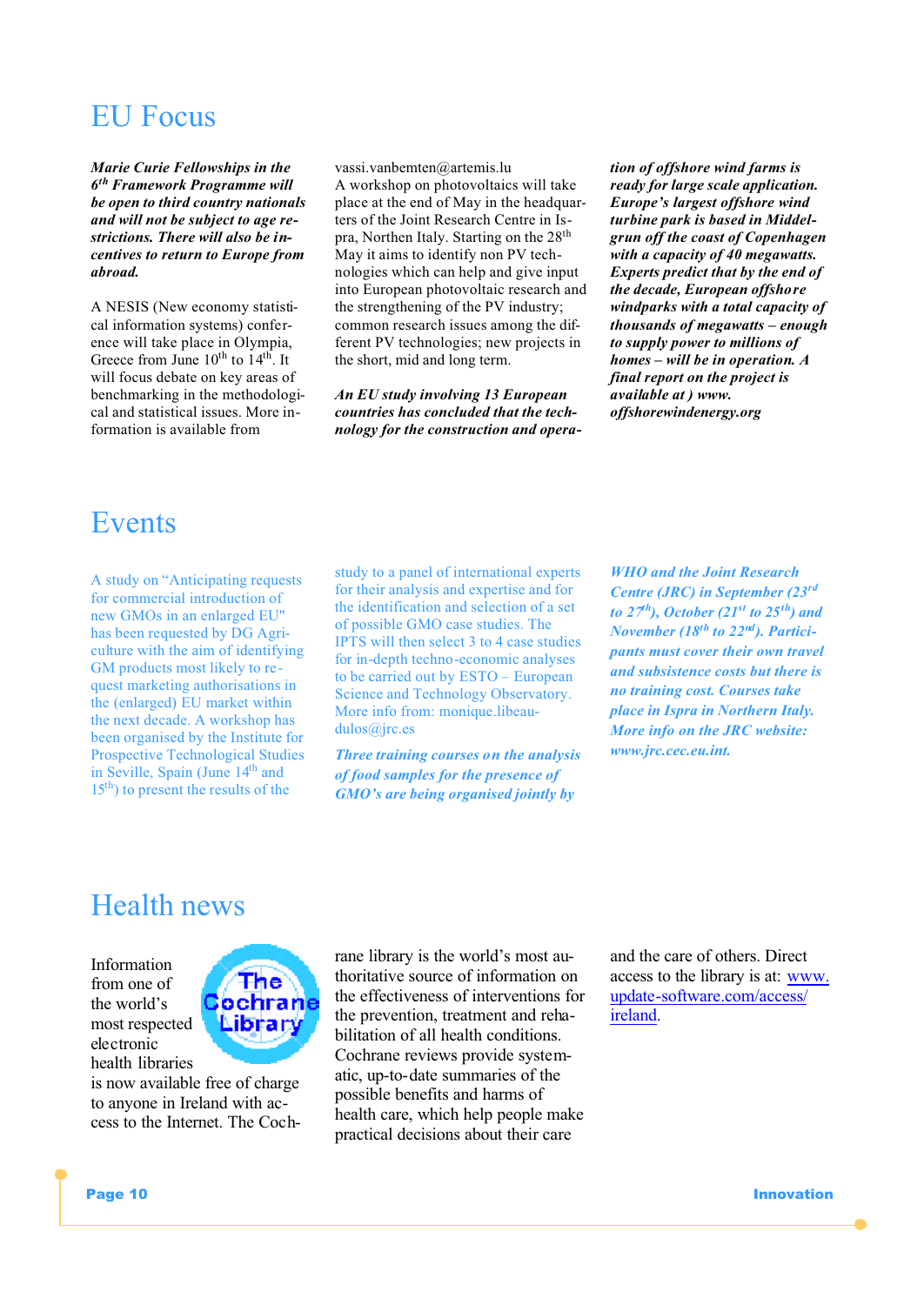# EU Focus

***Marie Curie Fellowships in the 6th Framework Programme will be open to third country nationals and will not be subject to age restrictions. There will also be incentives to return to Europe from abroad.***

A NESIS (New economy statistical information systems) conference will take place in Olympia, Greece from June 10th to 14th. It will focus debate on key areas of benchmarking in the methodological and statistical issues. More information is available from vassi.vanbemten@artemis.lu

A workshop on photovoltaics will take place at the end of May in the headquarters of the Joint Research Centre in Ispra, Northen Italy. Starting on the 28th May it aims to identify non PV technologies which can help and give input into European photovoltaic research and the strengthening of the PV industry; common research issues among the different PV technologies; new projects in the short, mid and long term.

***An EU study involving 13 European countries has concluded that the technology for the construction and operation of offshore wind farms is ready for large scale application. Europe's largest offshore wind turbine park is based in Middelgrun off the coast of Copenhagen with a capacity of 40 megawatts. Experts predict that by the end of the decade, European offshore windparks with a total capacity of thousands of megawatts – enough to supply power to millions of homes – will be in operation. A final report on the project is available at ) www.offshorewindenergy.org***

# Events

A study on "Anticipating requests for commercial introduction of new GMOs in an enlarged EU" has been requested by DG Agriculture with the aim of identifying GM products most likely to request marketing authorisations in the (enlarged) EU market within the next decade. A workshop has been organised by the Institute for Prospective Technological Studies in Seville, Spain (June 14th and 15th) to present the results of the study to a panel of international experts for their analysis and expertise and for the identification and selection of a set of possible GMO case studies. The IPTS will then select 3 to 4 case studies for in-depth techno-economic analyses to be carried out by ESTO – European Science and Technology Observatory. More info from: monique.libeaudulos@jrc.es

***Three training courses on the analysis of food samples for the presence of GMO's are being organised jointly by WHO and the Joint Research Centre (JRC) in September (23rd to 27th), October (21st to 25th) and November (18th to 22nd). Participants must cover their own travel and subsistence costs but there is no training cost. Courses take place in Ispra in Northern Italy. More info on the JRC website: www.jrc.cec.eu.int.***

# Health news

Information from one of the world's most respected electronic health libraries is now available free of charge to anyone in Ireland with access to the Internet. The Cochrane library is the world's most authoritative source of information on the effectiveness of interventions for the prevention, treatment and rehabilitation of all health conditions. Cochrane reviews provide systematic, up-to-date summaries of the possible benefits and harms of health care, which help people make practical decisions about their care and the care of others. Direct access to the library is at: www.update-software.com/access/ireland.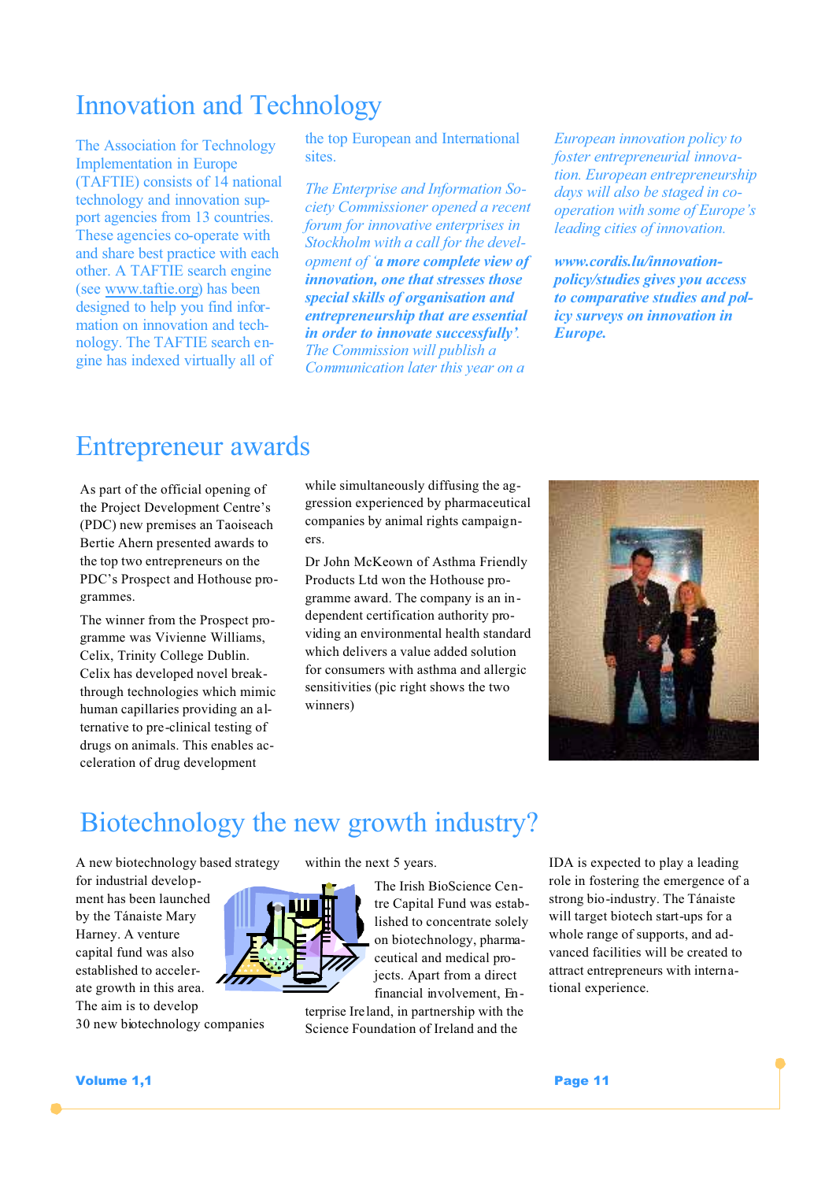# Innovation and Technology

The Association for Technology Implementation in Europe (TAFTIE) consists of 14 national technology and innovation support agencies from 13 countries. These agencies co-operate with and share best practice with each other. A TAFTIE search engine (see www.taftie.org) has been designed to help you find information on innovation and technology. The TAFTIE search engine has indexed virtually all of the top European and International sites.

*The Enterprise and Information Society Commissioner opened a recent forum for innovative enterprises in Stockholm with a call for the development of* ***'a more complete view of innovation, one that stresses those special skills of organisation and entrepreneurship that are essential in order to innovate successfully'****. The Commission will publish a Communication later this year on a European innovation policy to foster entrepreneurial innovation. European entrepreneurship days will also be staged in co-operation with some of Europe's leading cities of innovation.*

***www.cordis.lu/innovation-policy/studies gives you access to comparative studies and policy surveys on innovation in Europe.***

# Entrepreneur awards

As part of the official opening of the Project Development Centre's (PDC) new premises an Taoiseach Bertie Ahern presented awards to the top two entrepreneurs on the PDC's Prospect and Hothouse programmes.

The winner from the Prospect programme was Vivienne Williams, Celix, Trinity College Dublin. Celix has developed novel breakthrough technologies which mimic human capillaries providing an alternative to pre-clinical testing of drugs on animals. This enables acceleration of drug development while simultaneously diffusing the aggression experienced by pharmaceutical companies by animal rights campaigners.

Dr John McKeown of Asthma Friendly Products Ltd won the Hothouse programme award. The company is an independent certification authority providing an environmental health standard which delivers a value added solution for consumers with asthma and allergic sensitivities (pic right shows the two winners)

# Biotechnology the new growth industry?

A new biotechnology based strategy for industrial development has been launched by the Tánaiste Mary Harney. A venture capital fund was also established to accelerate growth in this area. The aim is to develop 30 new biotechnology companies within the next 5 years.

The Irish BioScience Centre Capital Fund was established to concentrate solely on biotechnology, pharmaceutical and medical projects. Apart from a direct financial involvement, Enterprise Ireland, in partnership with the Science Foundation of Ireland and the IDA is expected to play a leading role in fostering the emergence of a strong bio-industry. The Tánaiste will target biotech start-ups for a whole range of supports, and advanced facilities will be created to attract entrepreneurs with international experience.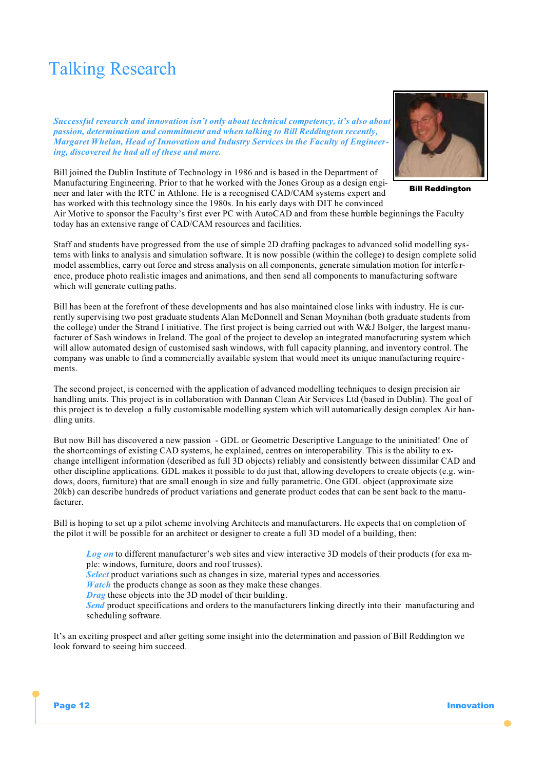# Talking Research

***Successful research and innovation isn't only about technical competency, it's also about passion, determination and commitment and when talking to Bill Reddington recently, Margaret Whelan, Head of Innovation and Industry Services in the Faculty of Engineering, discovered he had all of these and more.***

**Bill Reddington**

Bill joined the Dublin Institute of Technology in 1986 and is based in the Department of Manufacturing Engineering. Prior to that he worked with the Jones Group as a design engineer and later with the RTC in Athlone. He is a recognised CAD/CAM systems expert and has worked with this technology since the 1980s. In his early days with DIT he convinced Air Motive to sponsor the Faculty's first ever PC with AutoCAD and from these humble beginnings the Faculty today has an extensive range of CAD/CAM resources and facilities.

Staff and students have progressed from the use of simple 2D drafting packages to advanced solid modelling systems with links to analysis and simulation software. It is now possible (within the college) to design complete solid model assemblies, carry out force and stress analysis on all components, generate simulation motion for interference, produce photo realistic images and animations, and then send all components to manufacturing software which will generate cutting paths.

Bill has been at the forefront of these developments and has also maintained close links with industry. He is currently supervising two post graduate students Alan McDonnell and Senan Moynihan (both graduate students from the college) under the Strand I initiative. The first project is being carried out with W&J Bolger, the largest manufacturer of Sash windows in Ireland. The goal of the project to develop an integrated manufacturing system which will allow automated design of customised sash windows, with full capacity planning, and inventory control. The company was unable to find a commercially available system that would meet its unique manufacturing requirements.

The second project, is concerned with the application of advanced modelling techniques to design precision air handling units. This project is in collaboration with Dannan Clean Air Services Ltd (based in Dublin). The goal of this project is to develop a fully customisable modelling system which will automatically design complex Air handling units.

But now Bill has discovered a new passion - GDL or Geometric Descriptive Language to the uninitiated! One of the shortcomings of existing CAD systems, he explained, centres on interoperability. This is the ability to exchange intelligent information (described as full 3D objects) reliably and consistently between dissimilar CAD and other discipline applications. GDL makes it possible to do just that, allowing developers to create objects (e.g. windows, doors, furniture) that are small enough in size and fully parametric. One GDL object (approximate size 20kb) can describe hundreds of product variations and generate product codes that can be sent back to the manufacturer.

Bill is hoping to set up a pilot scheme involving Architects and manufacturers. He expects that on completion of the pilot it will be possible for an architect or designer to create a full 3D model of a building, then:

> *Log on* to different manufacturer's web sites and view interactive 3D models of their products (for example: windows, furniture, doors and roof trusses).
> *Select* product variations such as changes in size, material types and accessories.
> *Watch* the products change as soon as they make these changes.
> *Drag* these objects into the 3D model of their building.
> *Send* product specifications and orders to the manufacturers linking directly into their manufacturing and scheduling software.

It's an exciting prospect and after getting some insight into the determination and passion of Bill Reddington we look forward to seeing him succeed.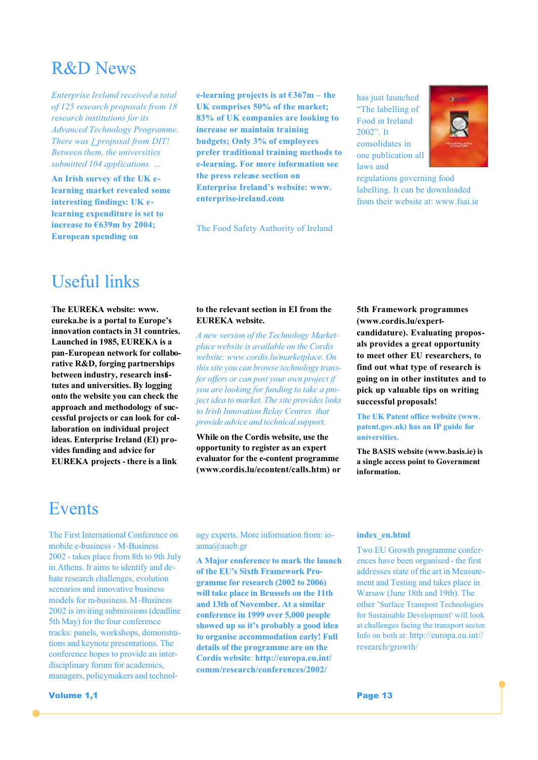# R&D News

*Enterprise Ireland received a total of 125 research proposals from 18 research institutions for its Advanced Technology Programme. There was 1 proposal from DIT! Between them, the universities submitted 104 applications. ...*

**An Irish survey of the UK e-learning market revealed some interesting findings: UK e-learning expenditure is set to increase to €639m by 2004; European spending on e-learning projects is at €367m – the UK comprises 50% of the market; 83% of UK companies are looking to increase or maintain training budgets; Only 3% of employees prefer traditional training methods to e-learning. For more information see the press release section on Enterprise Ireland's website: www.enterprise-ireland.com**

The Food Safety Authority of Ireland has just launched "The labelling of Food in Ireland 2002". It consolidates in one publication all laws and regulations governing food labelling. It can be downloaded from their website at: www.fsai.ie

# Useful links

**The EUREKA website: www.eureka.be is a portal to Europe's innovation contacts in 31 countries. Launched in 1985, EUREKA is a pan-European network for collaborative R&D, forging partnerships between industry, research institutes and universities. By logging onto the website you can check the approach and methodology of successful projects or can look for collaboration on individual project ideas. Enterprise Ireland (EI) provides funding and advice for EUREKA projects - there is a link to the relevant section in EI from the EUREKA website.**

*A new version of the Technology Marketplace website is available on the Cordis website: www.cordis.lu/marketplace. On this site you can browse technology transfer offers or can post your own project if you are looking for funding to take a project idea to market. The site provides links to Irish Innovation Relay Centres that provide advice and technical support.*

**While on the Cordis website, use the opportunity to register as an expert evaluator for the e-content programme (www.cordis.lu/econtent/calls.htm) or 5th Framework programmes (www.cordis.lu/expert-candidature). Evaluating proposals provides a great opportunity to meet other EU researchers, to find out what type of research is going on in other institutes and to pick up valuable tips on writing successful proposals!**

**The UK Patent office website (www.patent.gov.uk) has an IP guide for universities.**

**The BASIS website (www.basis.ie) is a single access point to Government information.**

# Events

The First International Conference on mobile e-business - M-Business 2002 - takes place from 8th to 9th July in Athens. It aims to identify and debate research challenges, evolution scenarios and innovative business models for m-business. M-Business 2002 is inviting submissions (deadline 5th May) for the four conference tracks: panels, workshops, demonstrations and keynote presentations. The conference hopes to provide an inter-disciplinary forum for academics, managers, policymakers and technology experts. More information from: ioanna@aueb.gr

**A Major conference to mark the launch of the EU's Sixth Framework Programme for research (2002 to 2006) will take place in Brussels on the 11th and 13th of November. At a similar conference in 1999 over 5,000 people showed up so it's probably a good idea to organise accommodation early! Full details of the programme are on the Cordis website: http://europa.eu.int/comm/research/conferences/2002/index_en.html**

Two EU Growth programme conferences have been organised - the first addresses state of the art in Measurement and Testing and takes place in Warsaw (June 18th and 19th). The other 'Surface Transport Technologies for Sustainable Development' will look at challenges facing the transport sector. Info on both at: http://europa.eu.int//research/growth/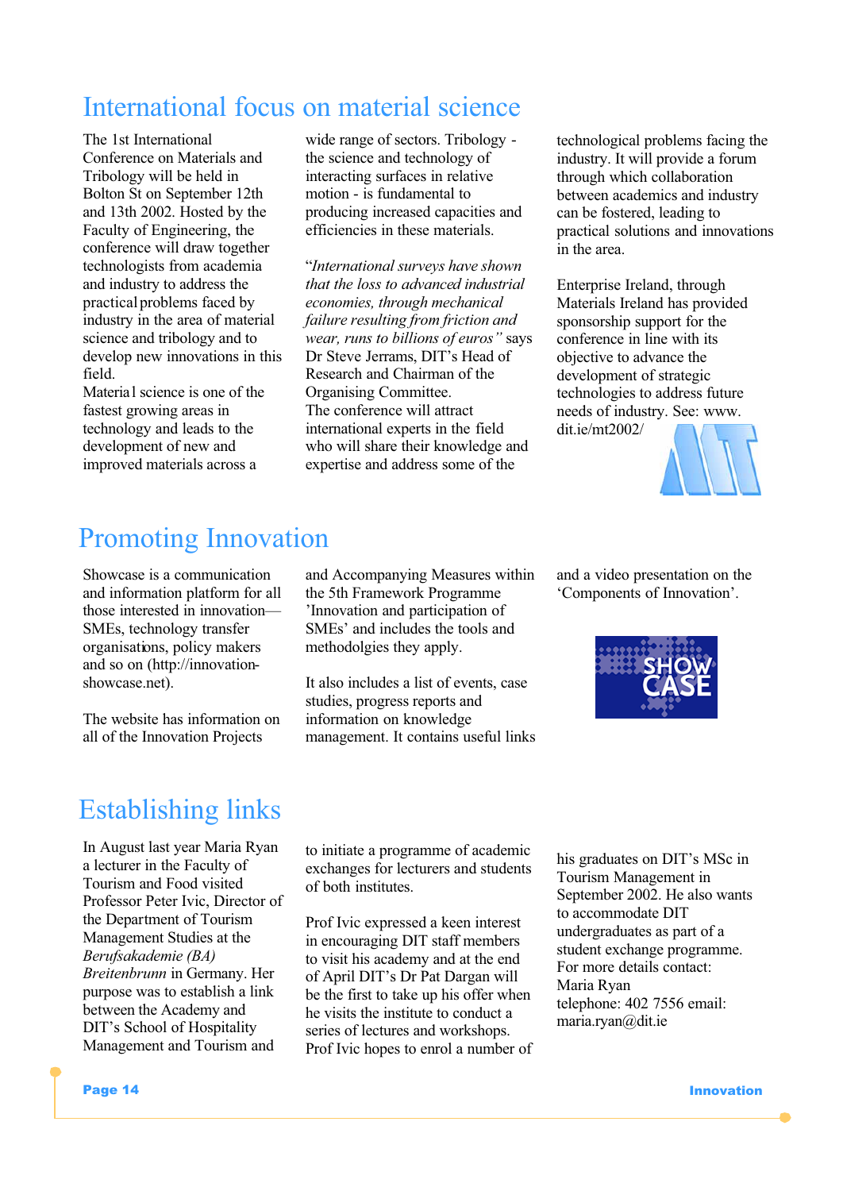# International focus on material science

The 1st International Conference on Materials and Tribology will be held in Bolton St on September 12th and 13th 2002. Hosted by the Faculty of Engineering, the conference will draw together technologists from academia and industry to address the practical problems faced by industry in the area of material science and tribology and to develop new innovations in this field.

Material science is one of the fastest growing areas in technology and leads to the development of new and improved materials across a wide range of sectors. Tribology - the science and technology of interacting surfaces in relative motion - is fundamental to producing increased capacities and efficiencies in these materials.

"*International surveys have shown that the loss to advanced industrial economies, through mechanical failure resulting from friction and wear, runs to billions of euros*" says Dr Steve Jerrams, DIT's Head of Research and Chairman of the Organising Committee.

The conference will attract international experts in the field who will share their knowledge and expertise and address some of the technological problems facing the industry. It will provide a forum through which collaboration between academics and industry can be fostered, leading to practical solutions and innovations in the area.

Enterprise Ireland, through Materials Ireland has provided sponsorship support for the conference in line with its objective to advance the development of strategic technologies to address future needs of industry. See: www.dit.ie/mt2002/

# Promoting Innovation

Showcase is a communication and information platform for all those interested in innovation—SMEs, technology transfer organisations, policy makers and so on (http://innovation-showcase.net).

The website has information on all of the Innovation Projects and Accompanying Measures within the 5th Framework Programme 'Innovation and participation of SMEs' and includes the tools and methodolgies they apply.

It also includes a list of events, case studies, progress reports and information on knowledge management. It contains useful links and a video presentation on the 'Components of Innovation'.

# Establishing links

In August last year Maria Ryan a lecturer in the Faculty of Tourism and Food visited Professor Peter Ivic, Director of the Department of Tourism Management Studies at the *Berufsakademie (BA) Breitenbrunn* in Germany. Her purpose was to establish a link between the Academy and DIT's School of Hospitality Management and Tourism and to initiate a programme of academic exchanges for lecturers and students of both institutes.

Prof Ivic expressed a keen interest in encouraging DIT staff members to visit his academy and at the end of April DIT's Dr Pat Dargan will be the first to take up his offer when he visits the institute to conduct a series of lectures and workshops. Prof Ivic hopes to enrol a number of his graduates on DIT's MSc in Tourism Management in September 2002. He also wants to accommodate DIT undergraduates as part of a student exchange programme.

For more details contact:
Maria Ryan
telephone: 402 7556 email: maria.ryan@dit.ie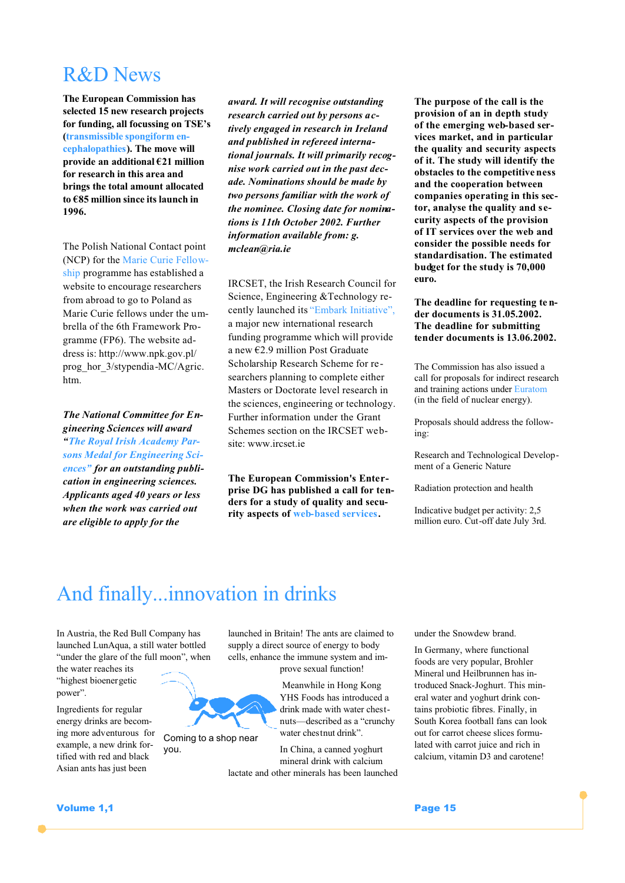# R&D News

**The European Commission has selected 15 new research projects for funding, all focussing on TSE's (transmissible spongiform encephalopathies). The move will provide an additional €21 million for research in this area and brings the total amount allocated to €85 million since its launch in 1996.**

The Polish National Contact point (NCP) for the Marie Curie Fellowship programme has established a website to encourage researchers from abroad to go to Poland as Marie Curie fellows under the umbrella of the 6th Framework Programme (FP6). The website address is: http://www.npk.gov.pl/prog_hor_3/stypendia-MC/Agric.htm.

***The National Committee for Engineering Sciences will award "The Royal Irish Academy Parsons Medal for Engineering Sciences" for an outstanding publication in engineering sciences. Applicants aged 40 years or less when the work was carried out are eligible to apply for the award. It will recognise outstanding research carried out by persons actively engaged in research in Ireland and published in refereed international journals. It will primarily recognise work carried out in the past decade. Nominations should be made by two persons familiar with the work of the nominee. Closing date for nominations is 11th October 2002. Further information available from: g.mclean@ria.ie***

IRCSET, the Irish Research Council for Science, Engineering &Technology recently launched its "Embark Initiative", a major new international research funding programme which will provide a new €2.9 million Post Graduate Scholarship Research Scheme for researchers planning to complete either Masters or Doctorate level research in the sciences, engineering or technology. Further information under the Grant Schemes section on the IRCSET website: www.ircset.ie

**The European Commission's Enterprise DG has published a call for tenders for a study of quality and security aspects of web-based services.**

**The purpose of the call is the provision of an in depth study of the emerging web-based services market, and in particular the quality and security aspects of it. The study will identify the obstacles to the competitiveness and the cooperation between companies operating in this sector, analyse the quality and security aspects of the provision of IT services over the web and consider the possible needs for standardisation. The estimated budget for the study is 70,000 euro.**

**The deadline for requesting tender documents is 31.05.2002. The deadline for submitting tender documents is 13.06.2002.**

The Commission has also issued a call for proposals for indirect research and training actions under Euratom (in the field of nuclear energy).

Proposals should address the following:

Research and Technological Development of a Generic Nature

Radiation protection and health

Indicative budget per activity: 2,5 million euro. Cut-off date July 3rd.

# And finally...innovation in drinks

In Austria, the Red Bull Company has launched LunAqua, a still water bottled "under the glare of the full moon", when the water reaches its "highest bioenergetic power".

Ingredients for regular energy drinks are becoming more adventurous for example, a new drink fortified with red and black Asian ants has just been launched in Britain! The ants are claimed to supply a direct source of energy to body cells, enhance the immune system and improve sexual function!

Coming to a shop near you.

Meanwhile in Hong Kong YHS Foods has introduced a drink made with water chestnuts—described as a "crunchy water chestnut drink".

In China, a canned yoghurt mineral drink with calcium lactate and other minerals has been launched under the Snowdew brand.

In Germany, where functional foods are very popular, Brohler Mineral und Heilbrunnen has introduced Snack-Joghurt. This mineral water and yoghurt drink contains probiotic fibres. Finally, in South Korea football fans can look out for carrot cheese slices formulated with carrot juice and rich in calcium, vitamin D3 and carotene!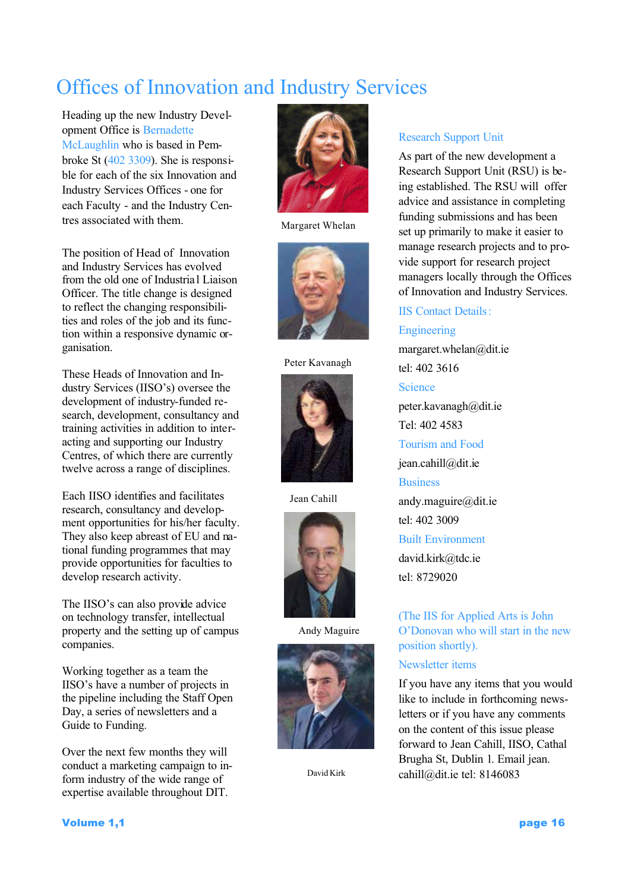# Offices of Innovation and Industry Services

Heading up the new Industry Development Office is Bernadette McLaughlin who is based in Pembroke St (402 3309). She is responsible for each of the six Innovation and Industry Services Offices - one for each Faculty - and the Industry Centres associated with them.

The position of Head of Innovation and Industry Services has evolved from the old one of Industrial Liaison Officer. The title change is designed to reflect the changing responsibilities and roles of the job and its function within a responsive dynamic organisation.

These Heads of Innovation and Industry Services (IISO's) oversee the development of industry-funded research, development, consultancy and training activities in addition to interacting and supporting our Industry Centres, of which there are currently twelve across a range of disciplines.

Each IISO identifies and facilitates research, consultancy and development opportunities for his/her faculty. They also keep abreast of EU and national funding programmes that may provide opportunities for faculties to develop research activity.

The IISO's can also provide advice on technology transfer, intellectual property and the setting up of campus companies.

Working together as a team the IISO's have a number of projects in the pipeline including the Staff Open Day, a series of newsletters and a Guide to Funding.

Over the next few months they will conduct a marketing campaign to inform industry of the wide range of expertise available throughout DIT.

Margaret Whelan

Peter Kavanagh

Jean Cahill

Andy Maguire

David Kirk

## Research Support Unit

As part of the new development a Research Support Unit (RSU) is being established. The RSU will offer advice and assistance in completing funding submissions and has been set up primarily to make it easier to manage research projects and to provide support for research project managers locally through the Offices of Innovation and Industry Services.

## IIS Contact Details:

**Engineering**

margaret.whelan@dit.ie

tel: 402 3616

**Science**

peter.kavanagh@dit.ie

Tel: 402 4583

**Tourism and Food**

jean.cahill@dit.ie

**Business**

andy.maguire@dit.ie

tel: 402 3009

**Built Environment**

david.kirk@tdc.ie

tel: 8729020

(The IIS for Applied Arts is John O'Donovan who will start in the new position shortly).

## Newsletter items

If you have any items that you would like to include in forthcoming newsletters or if you have any comments on the content of this issue please forward to Jean Cahill, IISO, Cathal Brugha St, Dublin 1. Email jean.cahill@dit.ie tel: 8146083